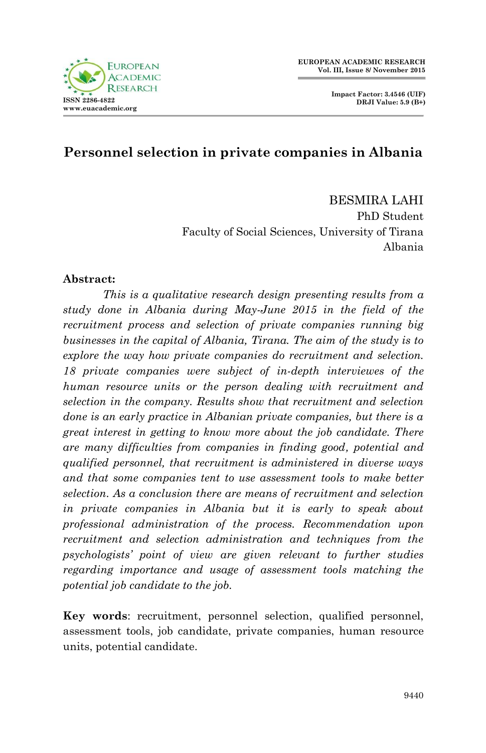# Personnel selection in private companies in Albania

BESMIRA LAHI  
PhD Student  
Faculty of Social Sciences, University of Tirana  
Albania

**Abstract:**

*This is a qualitative research design presenting results from a study done in Albania during May-June 2015 in the field of the recruitment process and selection of private companies running big businesses in the capital of Albania, Tirana. The aim of the study is to explore the way how private companies do recruitment and selection. 18 private companies were subject of in-depth interviewes of the human resource units or the person dealing with recruitment and selection in the company. Results show that recruitment and selection done is an early practice in Albanian private companies, but there is a great interest in getting to know more about the job candidate. There are many difficulties from companies in finding good, potential and qualified personnel, that recruitment is administered in diverse ways and that some companies tent to use assessment tools to make better selection. As a conclusion there are means of recruitment and selection in private companies in Albania but it is early to speak about professional administration of the process. Recommendation upon recruitment and selection administration and techniques from the psychologists' point of view are given relevant to further studies regarding importance and usage of assessment tools matching the potential job candidate to the job.*

**Key words**: recruitment, personnel selection, qualified personnel, assessment tools, job candidate, private companies, human resource units, potential candidate.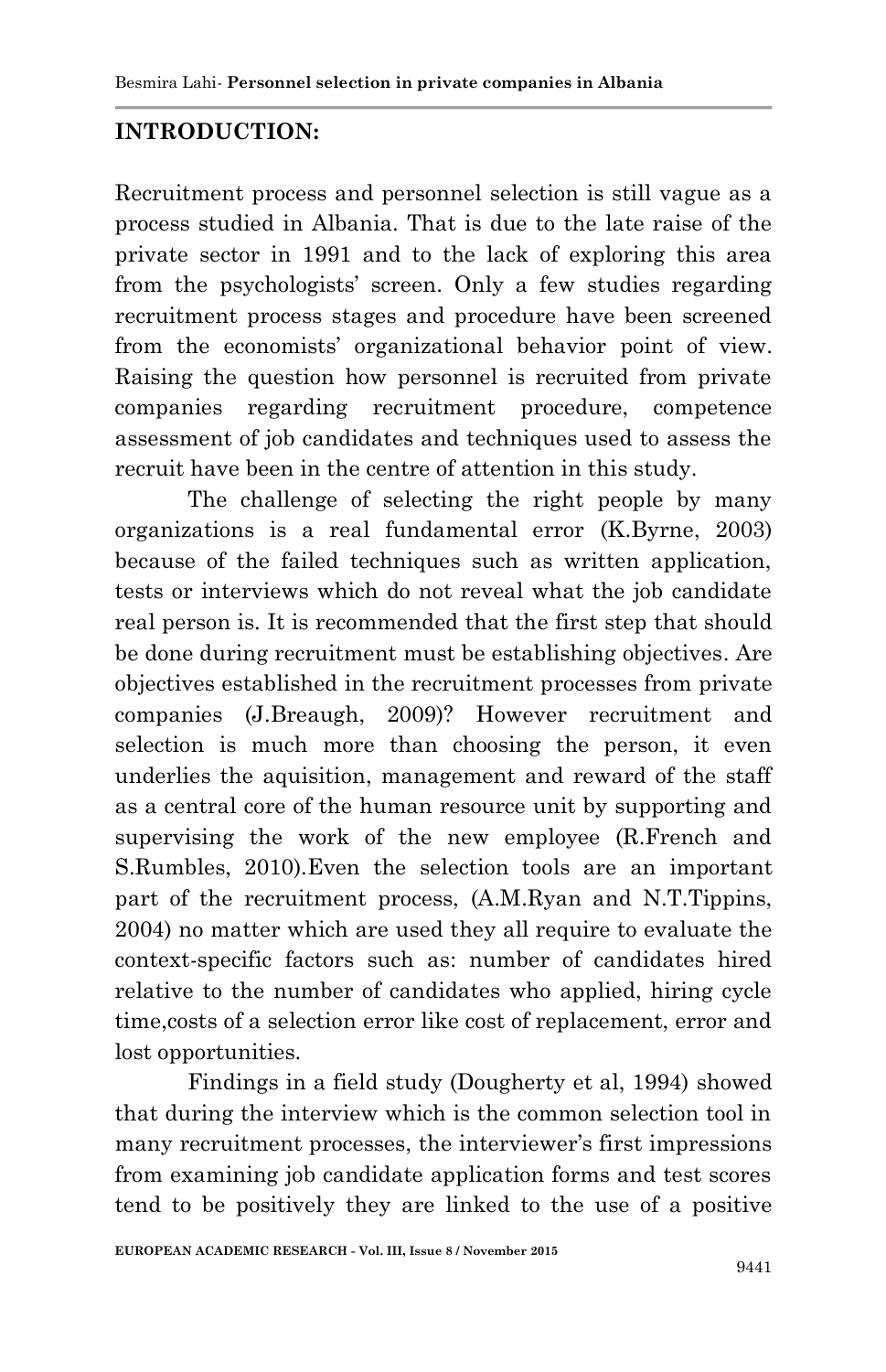## INTRODUCTION:

Recruitment process and personnel selection is still vague as a process studied in Albania. That is due to the late raise of the private sector in 1991 and to the lack of exploring this area from the psychologists' screen. Only a few studies regarding recruitment process stages and procedure have been screened from the economists' organizational behavior point of view. Raising the question how personnel is recruited from private companies regarding recruitment procedure, competence assessment of job candidates and techniques used to assess the recruit have been in the centre of attention in this study.

The challenge of selecting the right people by many organizations is a real fundamental error (K.Byrne, 2003) because of the failed techniques such as written application, tests or interviews which do not reveal what the job candidate real person is. It is recommended that the first step that should be done during recruitment must be establishing objectives. Are objectives established in the recruitment processes from private companies (J.Breaugh, 2009)? However recruitment and selection is much more than choosing the person, it even underlies the aquisition, management and reward of the staff as a central core of the human resource unit by supporting and supervising the work of the new employee (R.French and S.Rumbles, 2010).Even the selection tools are an important part of the recruitment process, (A.M.Ryan and N.T.Tippins, 2004) no matter which are used they all require to evaluate the context-specific factors such as: number of candidates hired relative to the number of candidates who applied, hiring cycle time,costs of a selection error like cost of replacement, error and lost opportunities.

Findings in a field study (Dougherty et al, 1994) showed that during the interview which is the common selection tool in many recruitment processes, the interviewer's first impressions from examining job candidate application forms and test scores tend to be positively they are linked to the use of a positive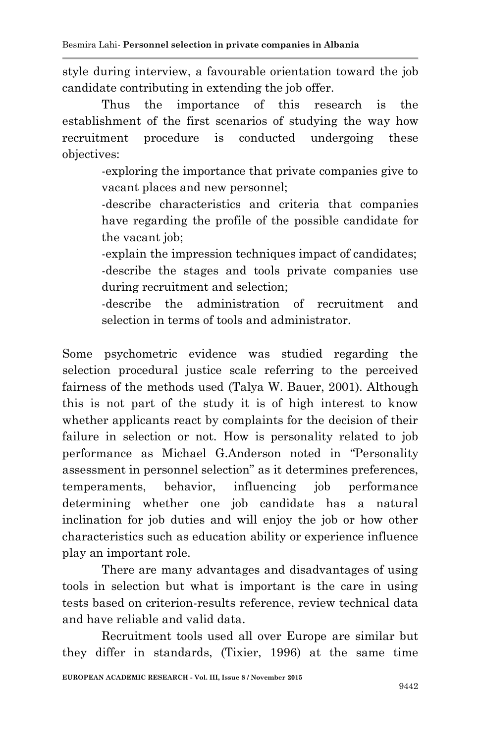style during interview, a favourable orientation toward the job candidate contributing in extending the job offer.

Thus the importance of this research is the establishment of the first scenarios of studying the way how recruitment procedure is conducted undergoing these objectives:

> -exploring the importance that private companies give to vacant places and new personnel;
>
> -describe characteristics and criteria that companies have regarding the profile of the possible candidate for the vacant job;
>
> -explain the impression techniques impact of candidates;
>
> -describe the stages and tools private companies use during recruitment and selection;
>
> -describe the administration of recruitment and selection in terms of tools and administrator.

Some psychometric evidence was studied regarding the selection procedural justice scale referring to the perceived fairness of the methods used (Talya W. Bauer, 2001). Although this is not part of the study it is of high interest to know whether applicants react by complaints for the decision of their failure in selection or not. How is personality related to job performance as Michael G.Anderson noted in "Personality assessment in personnel selection" as it determines preferences, temperaments, behavior, influencing job performance determining whether one job candidate has a natural inclination for job duties and will enjoy the job or how other characteristics such as education ability or experience influence play an important role.

There are many advantages and disadvantages of using tools in selection but what is important is the care in using tests based on criterion-results reference, review technical data and have reliable and valid data.

Recruitment tools used all over Europe are similar but they differ in standards, (Tixier, 1996) at the same time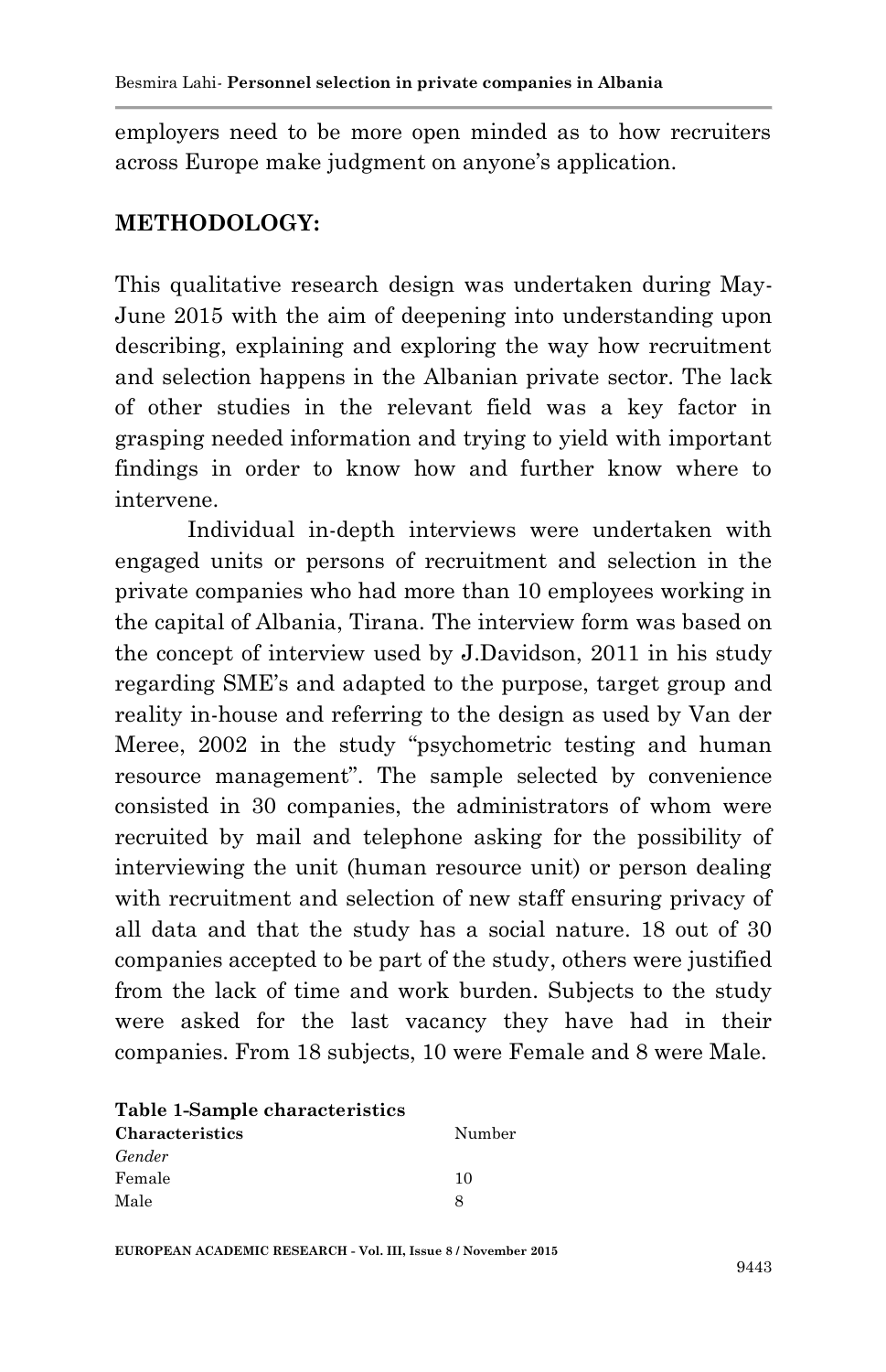employers need to be more open minded as to how recruiters across Europe make judgment on anyone's application.

## METHODOLOGY:

This qualitative research design was undertaken during May-June 2015 with the aim of deepening into understanding upon describing, explaining and exploring the way how recruitment and selection happens in the Albanian private sector. The lack of other studies in the relevant field was a key factor in grasping needed information and trying to yield with important findings in order to know how and further know where to intervene.

Individual in-depth interviews were undertaken with engaged units or persons of recruitment and selection in the private companies who had more than 10 employees working in the capital of Albania, Tirana. The interview form was based on the concept of interview used by J.Davidson, 2011 in his study regarding SME's and adapted to the purpose, target group and reality in-house and referring to the design as used by Van der Meree, 2002 in the study "psychometric testing and human resource management". The sample selected by convenience consisted in 30 companies, the administrators of whom were recruited by mail and telephone asking for the possibility of interviewing the unit (human resource unit) or person dealing with recruitment and selection of new staff ensuring privacy of all data and that the study has a social nature. 18 out of 30 companies accepted to be part of the study, others were justified from the lack of time and work burden. Subjects to the study were asked for the last vacancy they have had in their companies. From 18 subjects, 10 were Female and 8 were Male.

**Table 1-Sample characteristics**

| **Characteristics** | Number |
|---|---|
| *Gender* | |
| Female | 10 |
| Male | 8 |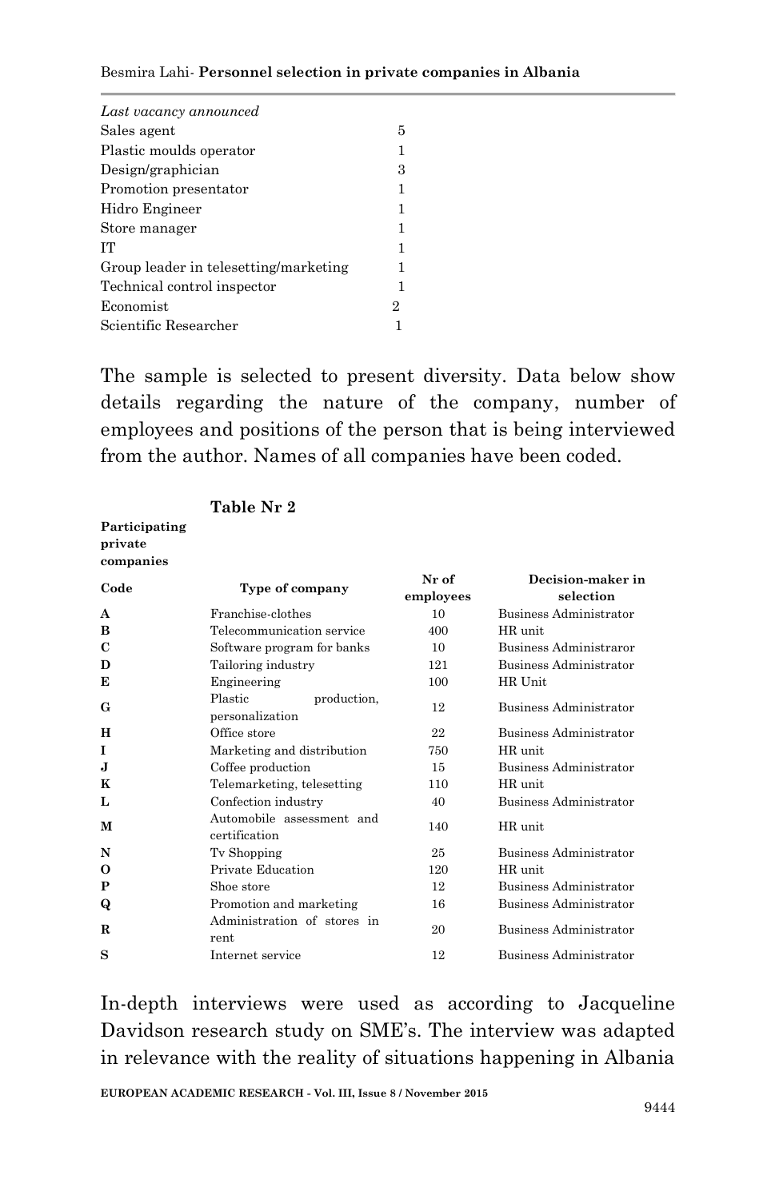| *Last vacancy announced* | |
|---|---|
| Sales agent | 5 |
| Plastic moulds operator | 1 |
| Design/graphician | 3 |
| Promotion presentator | 1 |
| Hidro Engineer | 1 |
| Store manager | 1 |
| IT | 1 |
| Group leader in telesetting/marketing | 1 |
| Technical control inspector | 1 |
| Economist | 2 |
| Scientific Researcher | 1 |

The sample is selected to present diversity. Data below show details regarding the nature of the company, number of employees and positions of the person that is being interviewed from the author. Names of all companies have been coded.

**Table Nr 2**

**Participating private companies**

| Code | Type of company | Nr of employees | Decision-maker in selection |
|---|---|---|---|
| **A** | Franchise-clothes | 10 | Business Administrator |
| **B** | Telecommunication service | 400 | HR unit |
| **C** | Software program for banks | 10 | Business Administraror |
| **D** | Tailoring industry | 121 | Business Administrator |
| **E** | Engineering | 100 | HR Unit |
| **G** | Plastic production, personalization | 12 | Business Administrator |
| **H** | Office store | 22 | Business Administrator |
| **I** | Marketing and distribution | 750 | HR unit |
| **J** | Coffee production | 15 | Business Administrator |
| **K** | Telemarketing, telesetting | 110 | HR unit |
| **L** | Confection industry | 40 | Business Administrator |
| **M** | Automobile assessment and certification | 140 | HR unit |
| **N** | Tv Shopping | 25 | Business Administrator |
| **O** | Private Education | 120 | HR unit |
| **P** | Shoe store | 12 | Business Administrator |
| **Q** | Promotion and marketing | 16 | Business Administrator |
| **R** | Administration of stores in rent | 20 | Business Administrator |
| **S** | Internet service | 12 | Business Administrator |

In-depth interviews were used as according to Jacqueline Davidson research study on SME's. The interview was adapted in relevance with the reality of situations happening in Albania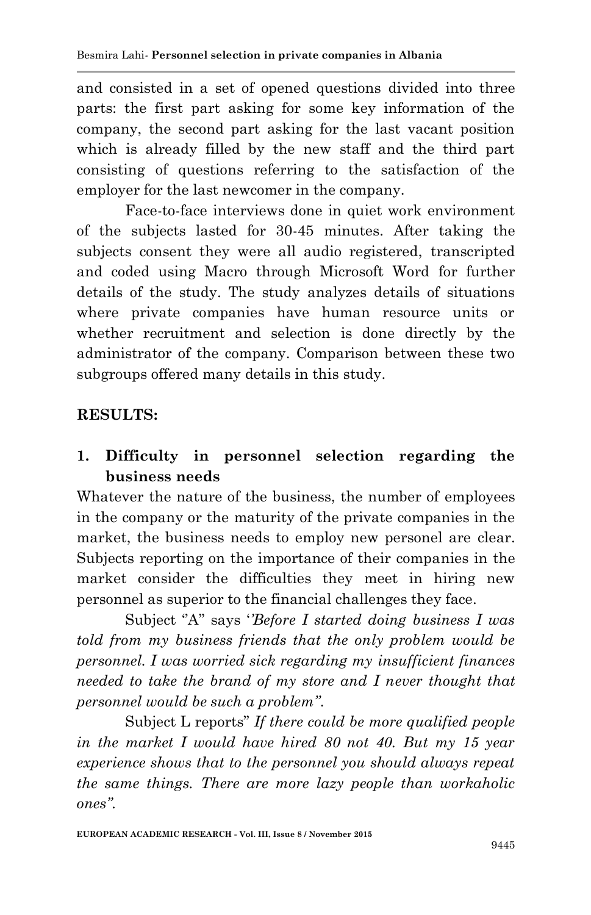and consisted in a set of opened questions divided into three parts: the first part asking for some key information of the company, the second part asking for the last vacant position which is already filled by the new staff and the third part consisting of questions referring to the satisfaction of the employer for the last newcomer in the company.

Face-to-face interviews done in quiet work environment of the subjects lasted for 30-45 minutes. After taking the subjects consent they were all audio registered, transcripted and coded using Macro through Microsoft Word for further details of the study. The study analyzes details of situations where private companies have human resource units or whether recruitment and selection is done directly by the administrator of the company. Comparison between these two subgroups offered many details in this study.

## RESULTS:

### 1. Difficulty in personnel selection regarding the business needs

Whatever the nature of the business, the number of employees in the company or the maturity of the private companies in the market, the business needs to employ new personel are clear. Subjects reporting on the importance of their companies in the market consider the difficulties they meet in hiring new personnel as superior to the financial challenges they face.

Subject "A" says *"Before I started doing business I was told from my business friends that the only problem would be personnel. I was worried sick regarding my insufficient finances needed to take the brand of my store and I never thought that personnel would be such a problem".*

Subject L reports" *If there could be more qualified people in the market I would have hired 80 not 40. But my 15 year experience shows that to the personnel you should always repeat the same things. There are more lazy people than workaholic ones".*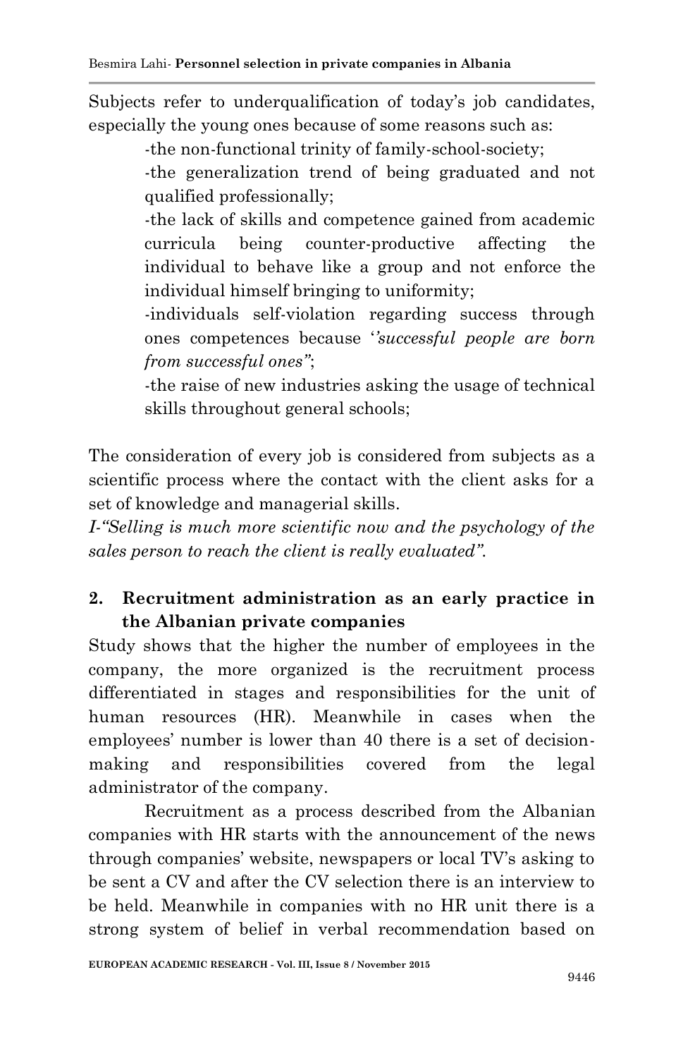Subjects refer to underqualification of today's job candidates, especially the young ones because of some reasons such as:

-the non-functional trinity of family-school-society;

-the generalization trend of being graduated and not qualified professionally;

-the lack of skills and competence gained from academic curricula being counter-productive affecting the individual to behave like a group and not enforce the individual himself bringing to uniformity;

-individuals self-violation regarding success through ones competences because '*'successful people are born from successful ones"*;

-the raise of new industries asking the usage of technical skills throughout general schools;

The consideration of every job is considered from subjects as a scientific process where the contact with the client asks for a set of knowledge and managerial skills.

*I-"Selling is much more scientific now and the psychology of the sales person to reach the client is really evaluated".*

## 2. Recruitment administration as an early practice in the Albanian private companies

Study shows that the higher the number of employees in the company, the more organized is the recruitment process differentiated in stages and responsibilities for the unit of human resources (HR). Meanwhile in cases when the employees' number is lower than 40 there is a set of decision-making and responsibilities covered from the legal administrator of the company.

Recruitment as a process described from the Albanian companies with HR starts with the announcement of the news through companies' website, newspapers or local TV's asking to be sent a CV and after the CV selection there is an interview to be held. Meanwhile in companies with no HR unit there is a strong system of belief in verbal recommendation based on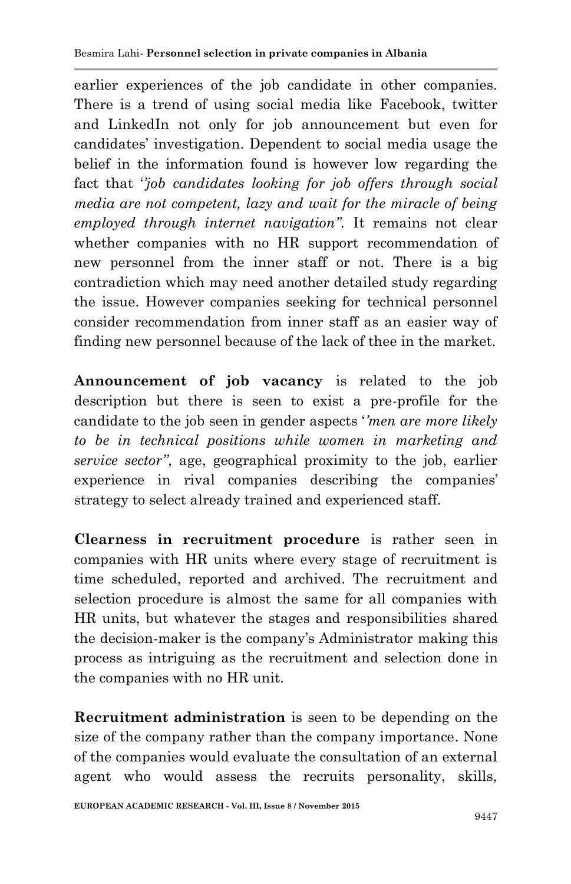earlier experiences of the job candidate in other companies. There is a trend of using social media like Facebook, twitter and LinkedIn not only for job announcement but even for candidates' investigation. Dependent to social media usage the belief in the information found is however low regarding the fact that '*'job candidates looking for job offers through social media are not competent, lazy and wait for the miracle of being employed through internet navigation".* It remains not clear whether companies with no HR support recommendation of new personnel from the inner staff or not. There is a big contradiction which may need another detailed study regarding the issue. However companies seeking for technical personnel consider recommendation from inner staff as an easier way of finding new personnel because of the lack of thee in the market.

**Announcement of job vacancy** is related to the job description but there is seen to exist a pre-profile for the candidate to the job seen in gender aspects '*'men are more likely to be in technical positions while women in marketing and service sector"*, age, geographical proximity to the job, earlier experience in rival companies describing the companies' strategy to select already trained and experienced staff.

**Clearness in recruitment procedure** is rather seen in companies with HR units where every stage of recruitment is time scheduled, reported and archived. The recruitment and selection procedure is almost the same for all companies with HR units, but whatever the stages and responsibilities shared the decision-maker is the company's Administrator making this process as intriguing as the recruitment and selection done in the companies with no HR unit.

**Recruitment administration** is seen to be depending on the size of the company rather than the company importance. None of the companies would evaluate the consultation of an external agent who would assess the recruits personality, skills,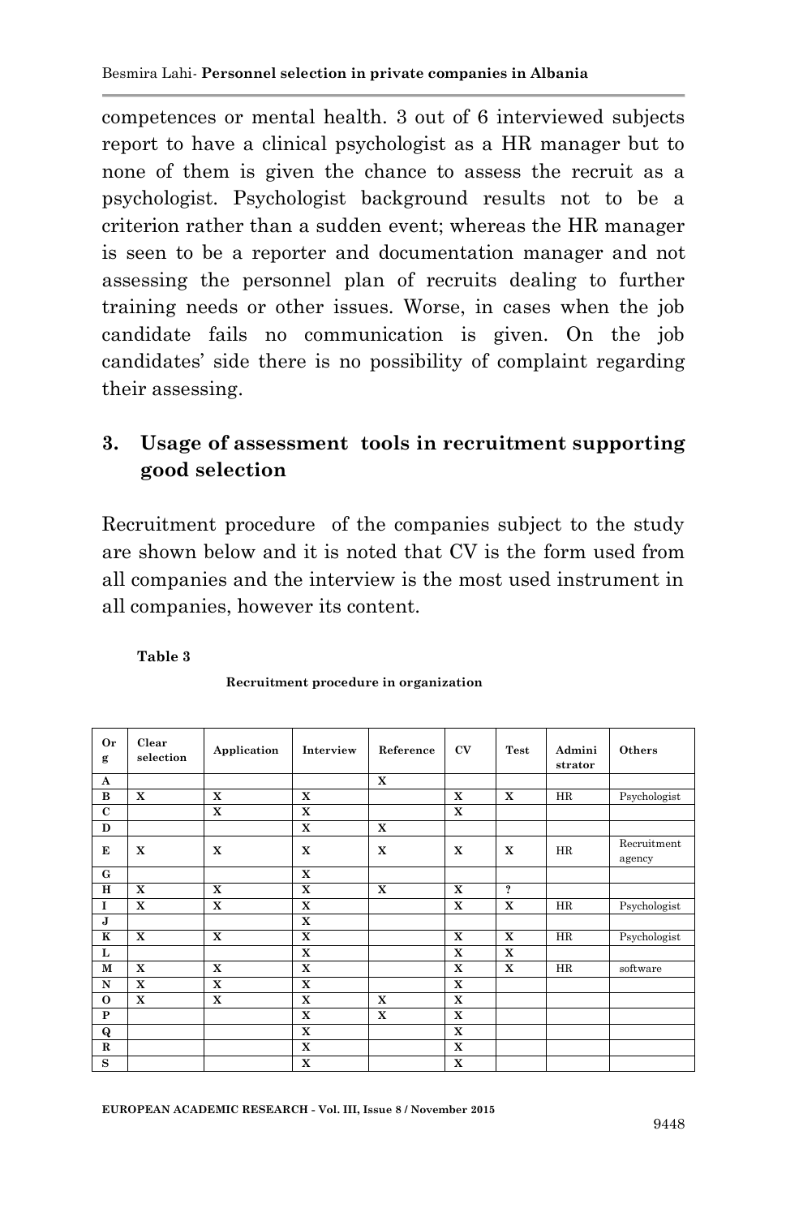competences or mental health. 3 out of 6 interviewed subjects report to have a clinical psychologist as a HR manager but to none of them is given the chance to assess the recruit as a psychologist. Psychologist background results not to be a criterion rather than a sudden event; whereas the HR manager is seen to be a reporter and documentation manager and not assessing the personnel plan of recruits dealing to further training needs or other issues. Worse, in cases when the job candidate fails no communication is given. On the job candidates' side there is no possibility of complaint regarding their assessing.

## 3. Usage of assessment tools in recruitment supporting good selection

Recruitment procedure of the companies subject to the study are shown below and it is noted that CV is the form used from all companies and the interview is the most used instrument in all companies, however its content.

**Table 3**

**Recruitment procedure in organization**

| Org | Clear selection | Application | Interview | Reference | CV | Test | Administrator | Others |
|---|---|---|---|---|---|---|---|---|
| A | | | | X | | | | |
| B | X | X | X | | X | X | HR | Psychologist |
| C | | X | X | | X | | | |
| D | | | X | X | | | | |
| E | X | X | X | X | X | X | HR | Recruitment agency |
| G | | | X | | | | | |
| H | X | X | X | X | X | ? | | |
| I | X | X | X | | X | X | HR | Psychologist |
| J | | | X | | | | | |
| K | X | X | X | | X | X | HR | Psychologist |
| L | | | X | | X | X | | |
| M | X | X | X | | X | X | HR | software |
| N | X | X | X | | X | | | |
| O | X | X | X | X | X | | | |
| P | | | X | X | X | | | |
| Q | | | X | | X | | | |
| R | | | X | | X | | | |
| S | | | X | | X | | | |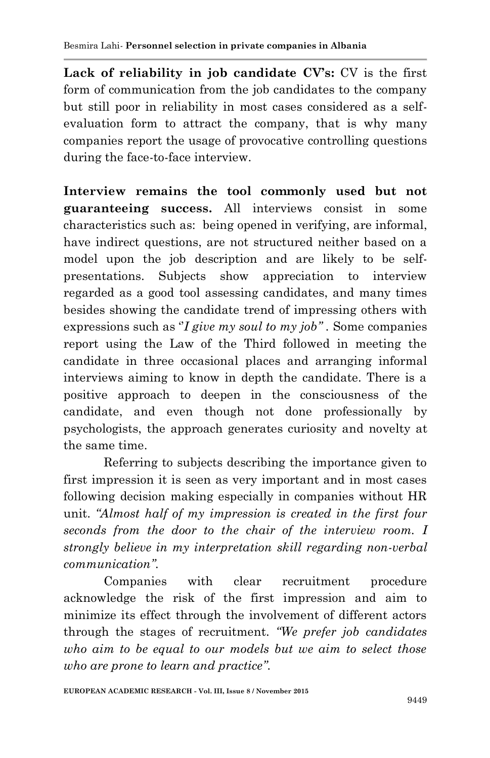**Lack of reliability in job candidate CV's:** CV is the first form of communication from the job candidates to the company but still poor in reliability in most cases considered as a self-evaluation form to attract the company, that is why many companies report the usage of provocative controlling questions during the face-to-face interview.

**Interview remains the tool commonly used but not guaranteeing success.** All interviews consist in some characteristics such as: being opened in verifying, are informal, have indirect questions, are not structured neither based on a model upon the job description and are likely to be self-presentations. Subjects show appreciation to interview regarded as a good tool assessing candidates, and many times besides showing the candidate trend of impressing others with expressions such as "*I give my soul to my job"* . Some companies report using the Law of the Third followed in meeting the candidate in three occasional places and arranging informal interviews aiming to know in depth the candidate. There is a positive approach to deepen in the consciousness of the candidate, and even though not done professionally by psychologists, the approach generates curiosity and novelty at the same time.

Referring to subjects describing the importance given to first impression it is seen as very important and in most cases following decision making especially in companies without HR unit. *"Almost half of my impression is created in the first four seconds from the door to the chair of the interview room. I strongly believe in my interpretation skill regarding non-verbal communication"*.

Companies with clear recruitment procedure acknowledge the risk of the first impression and aim to minimize its effect through the involvement of different actors through the stages of recruitment. *"We prefer job candidates who aim to be equal to our models but we aim to select those who are prone to learn and practice"*.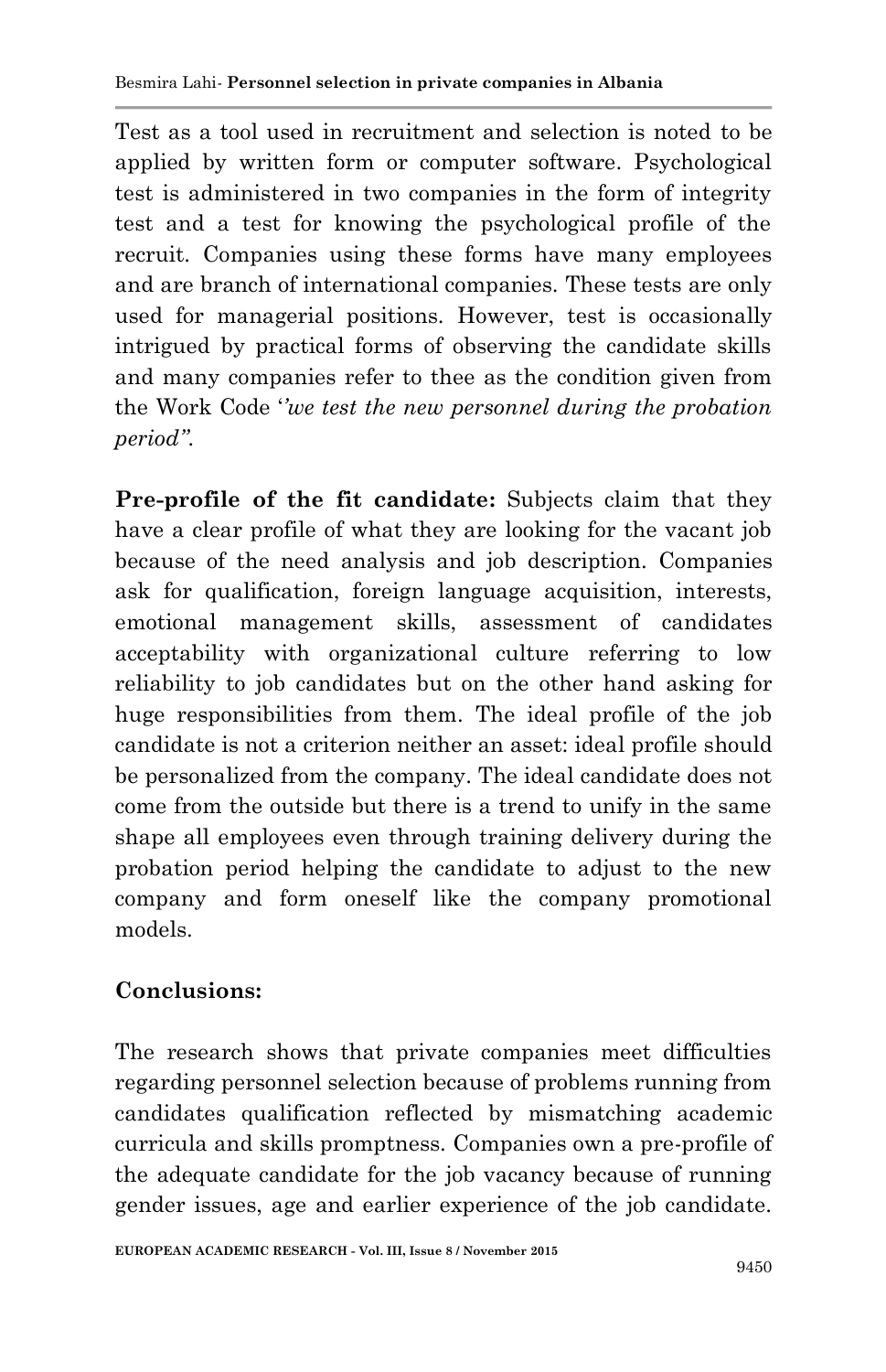Test as a tool used in recruitment and selection is noted to be applied by written form or computer software. Psychological test is administered in two companies in the form of integrity test and a test for knowing the psychological profile of the recruit. Companies using these forms have many employees and are branch of international companies. These tests are only used for managerial positions. However, test is occasionally intrigued by practical forms of observing the candidate skills and many companies refer to thee as the condition given from the Work Code '*'we test the new personnel during the probation period".*

**Pre-profile of the fit candidate:** Subjects claim that they have a clear profile of what they are looking for the vacant job because of the need analysis and job description. Companies ask for qualification, foreign language acquisition, interests, emotional management skills, assessment of candidates acceptability with organizational culture referring to low reliability to job candidates but on the other hand asking for huge responsibilities from them. The ideal profile of the job candidate is not a criterion neither an asset: ideal profile should be personalized from the company. The ideal candidate does not come from the outside but there is a trend to unify in the same shape all employees even through training delivery during the probation period helping the candidate to adjust to the new company and form oneself like the company promotional models.

## Conclusions:

The research shows that private companies meet difficulties regarding personnel selection because of problems running from candidates qualification reflected by mismatching academic curricula and skills promptness. Companies own a pre-profile of the adequate candidate for the job vacancy because of running gender issues, age and earlier experience of the job candidate.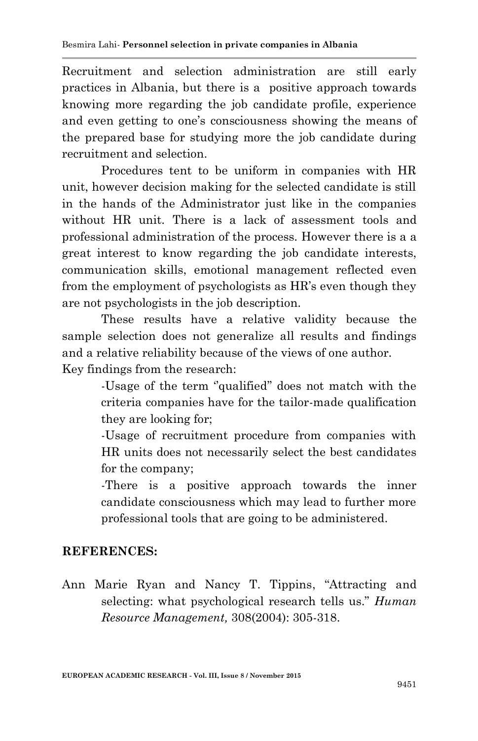Recruitment and selection administration are still early practices in Albania, but there is a positive approach towards knowing more regarding the job candidate profile, experience and even getting to one's consciousness showing the means of the prepared base for studying more the job candidate during recruitment and selection.

Procedures tent to be uniform in companies with HR unit, however decision making for the selected candidate is still in the hands of the Administrator just like in the companies without HR unit. There is a lack of assessment tools and professional administration of the process. However there is a a great interest to know regarding the job candidate interests, communication skills, emotional management reflected even from the employment of psychologists as HR's even though they are not psychologists in the job description.

These results have a relative validity because the sample selection does not generalize all results and findings and a relative reliability because of the views of one author.

Key findings from the research:

-Usage of the term ''qualified" does not match with the criteria companies have for the tailor-made qualification they are looking for;

-Usage of recruitment procedure from companies with HR units does not necessarily select the best candidates for the company;

-There is a positive approach towards the inner candidate consciousness which may lead to further more professional tools that are going to be administered.

## REFERENCES:

Ann Marie Ryan and Nancy T. Tippins, "Attracting and selecting: what psychological research tells us." *Human Resource Management,* 308(2004): 305-318.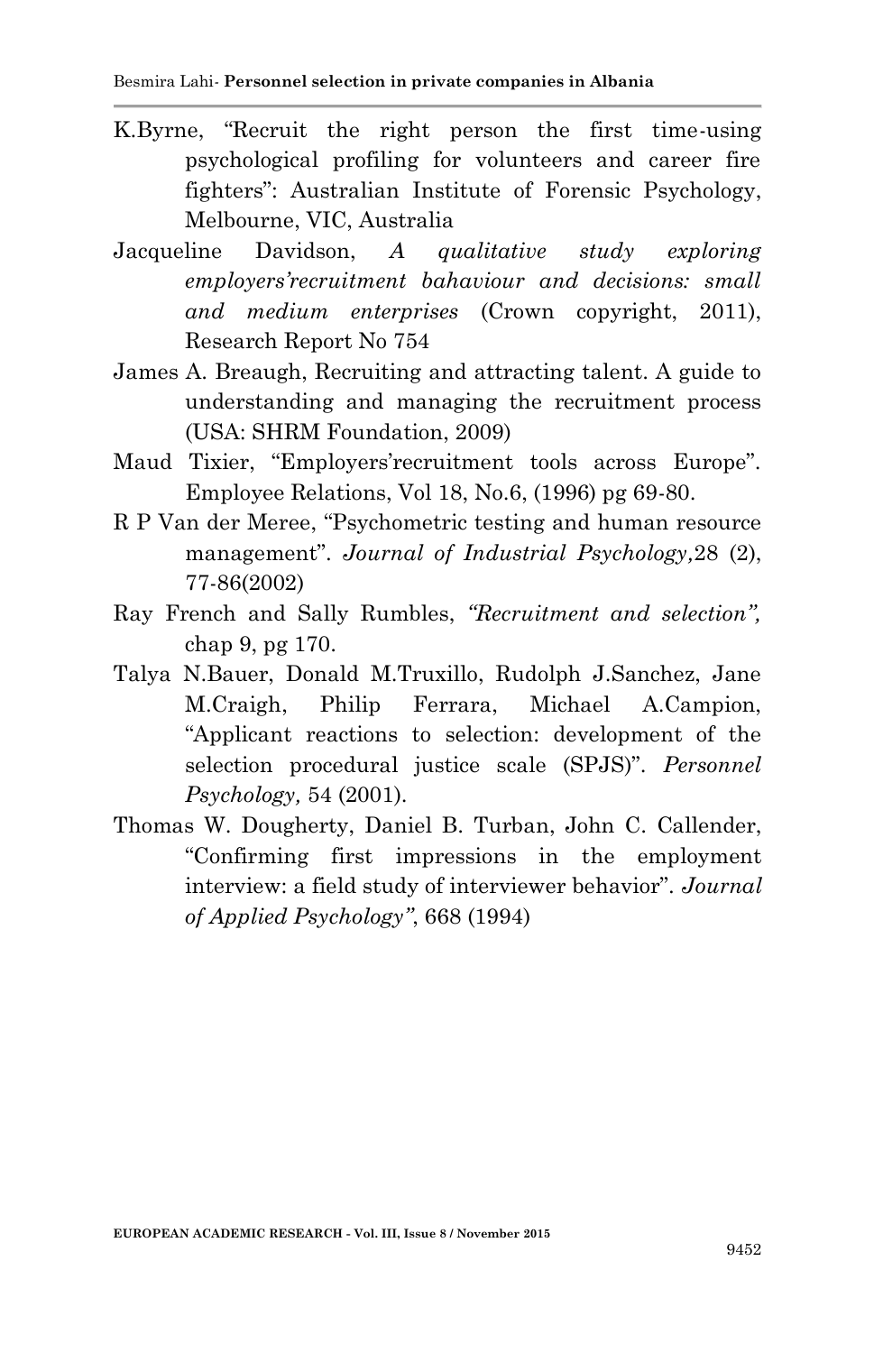K.Byrne, “Recruit the right person the first time-using psychological profiling for volunteers and career fire fighters”: Australian Institute of Forensic Psychology, Melbourne, VIC, Australia

Jacqueline Davidson, *A qualitative study exploring employers’recruitment bahaviour and decisions: small and medium enterprises* (Crown copyright, 2011), Research Report No 754

James A. Breaugh, Recruiting and attracting talent. A guide to understanding and managing the recruitment process (USA: SHRM Foundation, 2009)

Maud Tixier, “Employers’recruitment tools across Europe”. Employee Relations, Vol 18, No.6, (1996) pg 69-80.

R P Van der Meree, “Psychometric testing and human resource management”. *Journal of Industrial Psychology,*28 (2), 77-86(2002)

Ray French and Sally Rumbles, *“Recruitment and selection”,* chap 9, pg 170.

Talya N.Bauer, Donald M.Truxillo, Rudolph J.Sanchez, Jane M.Craigh, Philip Ferrara, Michael A.Campion, “Applicant reactions to selection: development of the selection procedural justice scale (SPJS)”. *Personnel Psychology,* 54 (2001).

Thomas W. Dougherty, Daniel B. Turban, John C. Callender, “Confirming first impressions in the employment interview: a field study of interviewer behavior”. *Journal of Applied Psychology”*, 668 (1994)